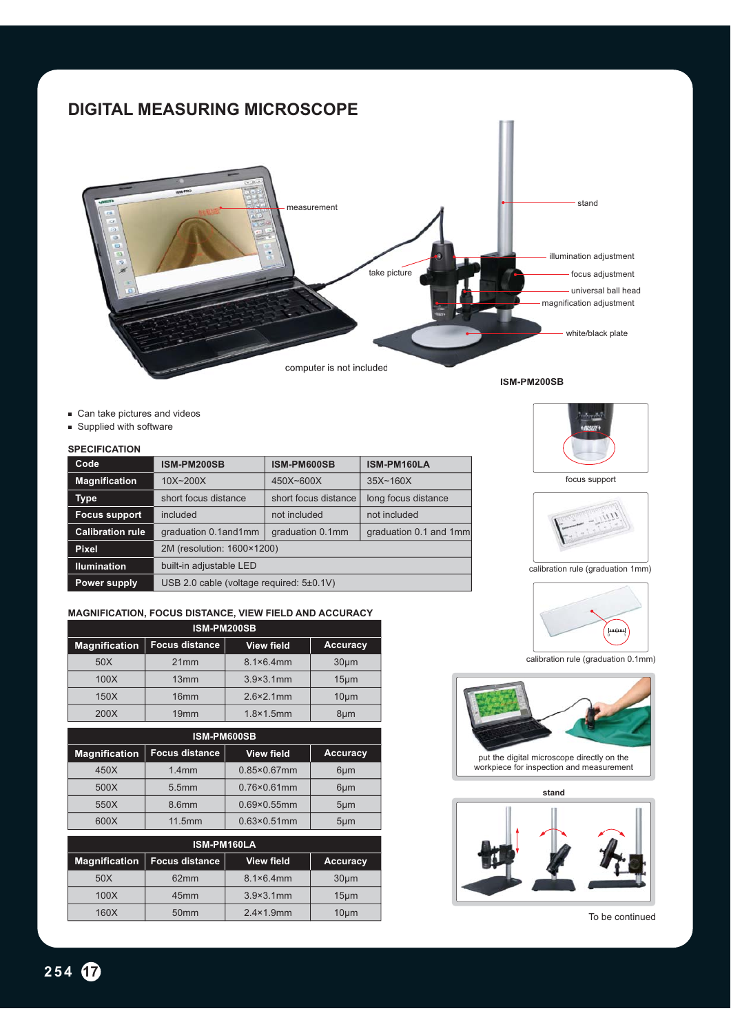# DIGITAL MEASURING MICROSCOPE

measurement

stand

illumination adjustment

take picture

focus adjustment

universal ball head

magnification adjustment

white/black plate

computer is not included

ISM-PM200SB

- Can take pictures and videos
- Supplied with software

## SPECIFICATION

| Code | ISM-PM200SB | ISM-PM600SB | ISM-PM160LA |
|---|---|---|---|
| Magnification | 10X~200X | 450X~600X | 35X~160X |
| Type | short focus distance | short focus distance | long focus distance |
| Focus support | included | not included | not included |
| Calibration rule | graduation 0.1and1mm | graduation 0.1mm | graduation 0.1 and 1mm |
| Pixel | 2M (resolution: 1600×1200) | | |
| Ilumination | built-in adjustable LED | | |
| Power supply | USB 2.0 cable (voltage required: 5±0.1V) | | |

## MAGNIFICATION, FOCUS DISTANCE, VIEW FIELD AND ACCURACY

**ISM-PM200SB**

| Magnification | Focus distance | View field | Accuracy |
|---|---|---|---|
| 50X | 21mm | 8.1×6.4mm | 30μm |
| 100X | 13mm | 3.9×3.1mm | 15μm |
| 150X | 16mm | 2.6×2.1mm | 10μm |
| 200X | 19mm | 1.8×1.5mm | 8μm |

**ISM-PM600SB**

| Magnification | Focus distance | View field | Accuracy |
|---|---|---|---|
| 450X | 1.4mm | 0.85×0.67mm | 6μm |
| 500X | 5.5mm | 0.76×0.61mm | 6μm |
| 550X | 8.6mm | 0.69×0.55mm | 5μm |
| 600X | 11.5mm | 0.63×0.51mm | 5μm |

**ISM-PM160LA**

| Magnification | Focus distance | View field | Accuracy |
|---|---|---|---|
| 50X | 62mm | 8.1×6.4mm | 30μm |
| 100X | 45mm | 3.9×3.1mm | 15μm |
| 160X | 50mm | 2.4×1.9mm | 10μm |

focus support

calibration rule (graduation 1mm)

calibration rule (graduation 0.1mm)

put the digital microscope directly on the workpiece for inspection and measurement

stand

To be continued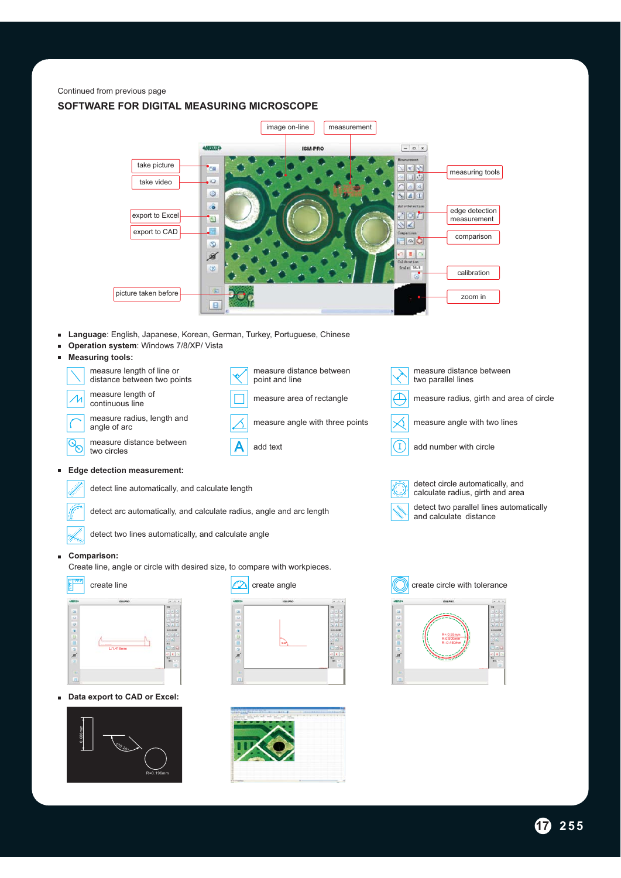Continued from previous page

## SOFTWARE FOR DIGITAL MEASURING MICROSCOPE

image on-line
measurement
take picture
take video
export to Excel
export to CAD
picture taken before
measuring tools
edge detection measurement
comparison
calibration
zoom in

- **Language**: English, Japanese, Korean, German, Turkey, Portuguese, Chinese
- **Operation system**: Windows 7/8/XP/ Vista
- **Measuring tools:**

measure length of line or distance between two points

measure length of continuous line

measure radius, length and angle of arc

measure distance between two circles

measure distance between point and line

measure area of rectangle

measure angle with three points

add text

measure distance between two parallel lines

measure radius, girth and area of circle

measure angle with two lines

add number with circle

- **Edge detection measurement:**

detect line automatically, and calculate length

detect arc automatically, and calculate radius, angle and arc length

detect two lines automatically, and calculate angle

detect circle automatically, and calculate radius, girth and area

detect two parallel lines automatically and calculate distance

- **Comparison:**

Create line, angle or circle with desired size, to compare with workpieces.

create line

create angle

create circle with tolerance

- **Data export to CAD or Excel:**